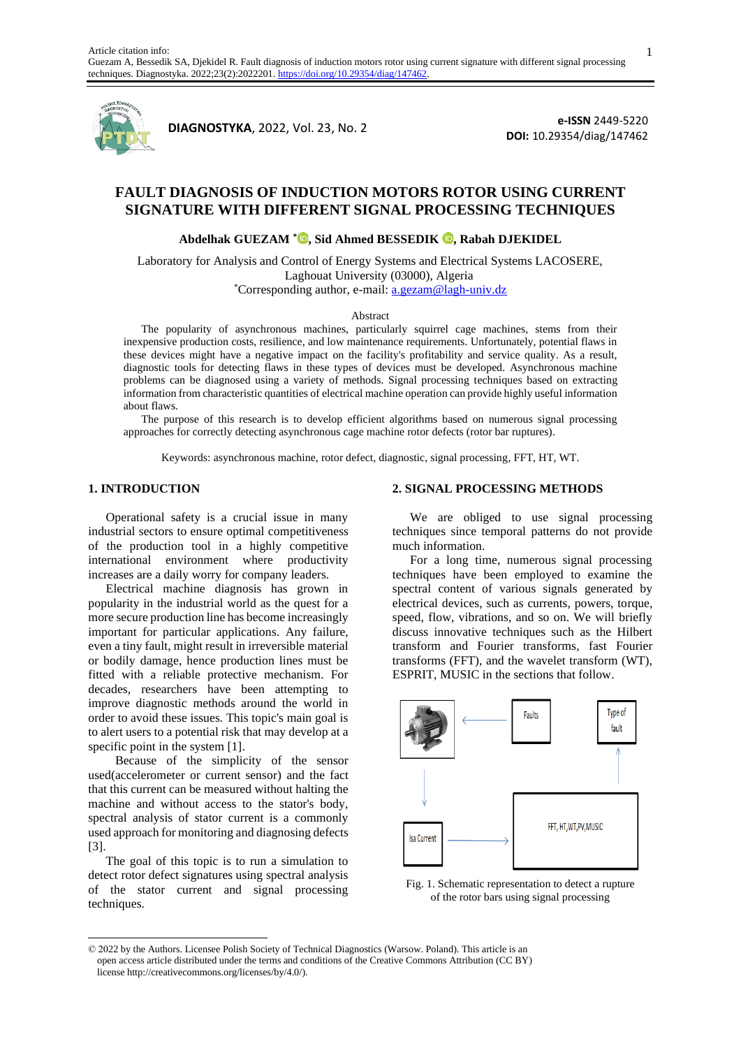Article citation info:
Guezam A, Bessedik SA, Djekidel R. Fault diagnosis of induction motors rotor using current signature with different signal processing techniques. Diagnostyka. 2022;23(2):2022201. https://doi.org/10.29354/diag/147462.

**DIAGNOSTYKA**, 2022, Vol. 23, No. 2

**e-ISSN** 2449-5220
**DOI:** 10.29354/diag/147462

# FAULT DIAGNOSIS OF INDUCTION MOTORS ROTOR USING CURRENT SIGNATURE WITH DIFFERENT SIGNAL PROCESSING TECHNIQUES

**Abdelhak GUEZAM \*, Sid Ahmed BESSEDIK, Rabah DJEKIDEL**

Laboratory for Analysis and Control of Energy Systems and Electrical Systems LACOSERE, Laghouat University (03000), Algeria
\*Corresponding author, e-mail: a.gezam@lagh-univ.dz

Abstract

The popularity of asynchronous machines, particularly squirrel cage machines, stems from their inexpensive production costs, resilience, and low maintenance requirements. Unfortunately, potential flaws in these devices might have a negative impact on the facility's profitability and service quality. As a result, diagnostic tools for detecting flaws in these types of devices must be developed. Asynchronous machine problems can be diagnosed using a variety of methods. Signal processing techniques based on extracting information from characteristic quantities of electrical machine operation can provide highly useful information about flaws.

The purpose of this research is to develop efficient algorithms based on numerous signal processing approaches for correctly detecting asynchronous cage machine rotor defects (rotor bar ruptures).

Keywords: asynchronous machine, rotor defect, diagnostic, signal processing, FFT, HT, WT.

## 1. INTRODUCTION

Operational safety is a crucial issue in many industrial sectors to ensure optimal competitiveness of the production tool in a highly competitive international environment where productivity increases are a daily worry for company leaders.

Electrical machine diagnosis has grown in popularity in the industrial world as the quest for a more secure production line has become increasingly important for particular applications. Any failure, even a tiny fault, might result in irreversible material or bodily damage, hence production lines must be fitted with a reliable protective mechanism. For decades, researchers have been attempting to improve diagnostic methods around the world in order to avoid these issues. This topic's main goal is to alert users to a potential risk that may develop at a specific point in the system [1].

Because of the simplicity of the sensor used(accelerometer or current sensor) and the fact that this current can be measured without halting the machine and without access to the stator's body, spectral analysis of stator current is a commonly used approach for monitoring and diagnosing defects [3].

The goal of this topic is to run a simulation to detect rotor defect signatures using spectral analysis of the stator current and signal processing techniques.

## 2. SIGNAL PROCESSING METHODS

We are obliged to use signal processing techniques since temporal patterns do not provide much information.

For a long time, numerous signal processing techniques have been employed to examine the spectral content of various signals generated by electrical devices, such as currents, powers, torque, speed, flow, vibrations, and so on. We will briefly discuss innovative techniques such as the Hilbert transform and Fourier transforms, fast Fourier transforms (FFT), and the wavelet transform (WT), ESPRIT, MUSIC in the sections that follow.

Faults

Type of fault

Isa Current

FFT, HT,WT,PV,MUSIC

Fig. 1. Schematic representation to detect a rupture of the rotor bars using signal processing

© 2022 by the Authors. Licensee Polish Society of Technical Diagnostics (Warsow. Poland). This article is an open access article distributed under the terms and conditions of the Creative Commons Attribution (CC BY) license http://creativecommons.org/licenses/by/4.0/).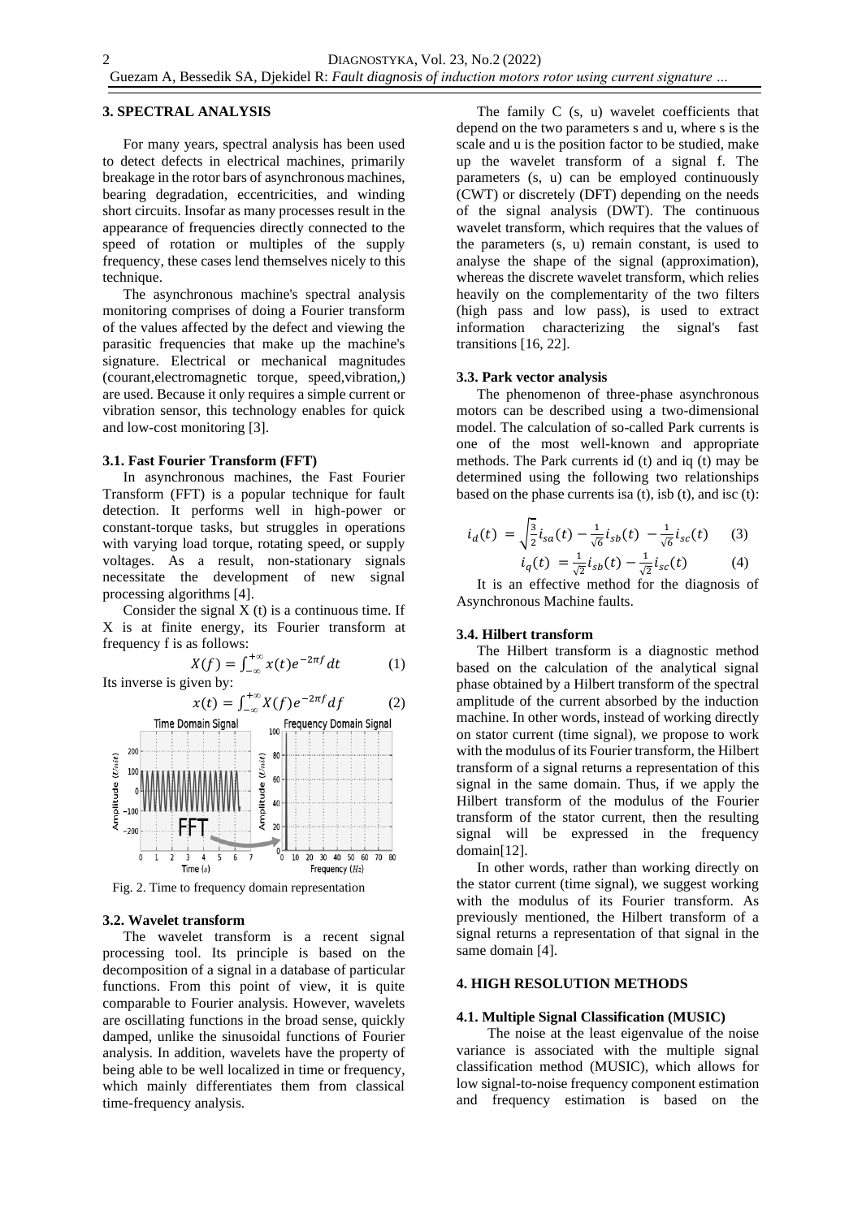## 3. SPECTRAL ANALYSIS

For many years, spectral analysis has been used to detect defects in electrical machines, primarily breakage in the rotor bars of asynchronous machines, bearing degradation, eccentricities, and winding short circuits. Insofar as many processes result in the appearance of frequencies directly connected to the speed of rotation or multiples of the supply frequency, these cases lend themselves nicely to this technique.

The asynchronous machine's spectral analysis monitoring comprises of doing a Fourier transform of the values affected by the defect and viewing the parasitic frequencies that make up the machine's signature. Electrical or mechanical magnitudes (courant,electromagnetic torque, speed,vibration,) are used. Because it only requires a simple current or vibration sensor, this technology enables for quick and low-cost monitoring [3].

### 3.1. Fast Fourier Transform (FFT)

In asynchronous machines, the Fast Fourier Transform (FFT) is a popular technique for fault detection. It performs well in high-power or constant-torque tasks, but struggles in operations with varying load torque, rotating speed, or supply voltages. As a result, non-stationary signals necessitate the development of new signal processing algorithms [4].

Consider the signal X (t) is a continuous time. If X is at finite energy, its Fourier transform at frequency f is as follows:

$$X(f) = \int_{-\infty}^{+\infty} x(t)e^{-2\pi f}\,dt \qquad (1)$$

Its inverse is given by:

$$x(t) = \int_{-\infty}^{+\infty} X(f)e^{-2\pi f}\,df \qquad (2)$$

Fig. 2. Time to frequency domain representation

### 3.2. Wavelet transform

The wavelet transform is a recent signal processing tool. Its principle is based on the decomposition of a signal in a database of particular functions. From this point of view, it is quite comparable to Fourier analysis. However, wavelets are oscillating functions in the broad sense, quickly damped, unlike the sinusoidal functions of Fourier analysis. In addition, wavelets have the property of being able to be well localized in time or frequency, which mainly differentiates them from classical time-frequency analysis.

The family C (s, u) wavelet coefficients that depend on the two parameters s and u, where s is the scale and u is the position factor to be studied, make up the wavelet transform of a signal f. The parameters (s, u) can be employed continuously (CWT) or discretely (DFT) depending on the needs of the signal analysis (DWT). The continuous wavelet transform, which requires that the values of the parameters (s, u) remain constant, is used to analyse the shape of the signal (approximation), whereas the discrete wavelet transform, which relies heavily on the complementarity of the two filters (high pass and low pass), is used to extract information characterizing the signal's fast transitions [16, 22].

### 3.3. Park vector analysis

The phenomenon of three-phase asynchronous motors can be described using a two-dimensional model. The calculation of so-called Park currents is one of the most well-known and appropriate methods. The Park currents id (t) and iq (t) may be determined using the following two relationships based on the phase currents isa (t), isb (t), and isc (t):

$$i_d(t) = \sqrt{\tfrac{3}{2}}\,i_{sa}(t) - \tfrac{1}{\sqrt{6}}\,i_{sb}(t) - \tfrac{1}{\sqrt{6}}\,i_{sc}(t) \qquad (3)$$

$$i_q(t) = \tfrac{1}{\sqrt{2}}\,i_{sb}(t) - \tfrac{1}{\sqrt{2}}\,i_{sc}(t) \qquad (4)$$

It is an effective method for the diagnosis of Asynchronous Machine faults.

### 3.4. Hilbert transform

The Hilbert transform is a diagnostic method based on the calculation of the analytical signal phase obtained by a Hilbert transform of the spectral amplitude of the current absorbed by the induction machine. In other words, instead of working directly on stator current (time signal), we propose to work with the modulus of its Fourier transform, the Hilbert transform of a signal returns a representation of this signal in the same domain. Thus, if we apply the Hilbert transform of the modulus of the Fourier transform of the stator current, then the resulting signal will be expressed in the frequency domain[12].

In other words, rather than working directly on the stator current (time signal), we suggest working with the modulus of its Fourier transform. As previously mentioned, the Hilbert transform of a signal returns a representation of that signal in the same domain [4].

## 4. HIGH RESOLUTION METHODS

### 4.1. Multiple Signal Classification (MUSIC)

The noise at the least eigenvalue of the noise variance is associated with the multiple signal classification method (MUSIC), which allows for low signal-to-noise frequency component estimation and frequency estimation is based on the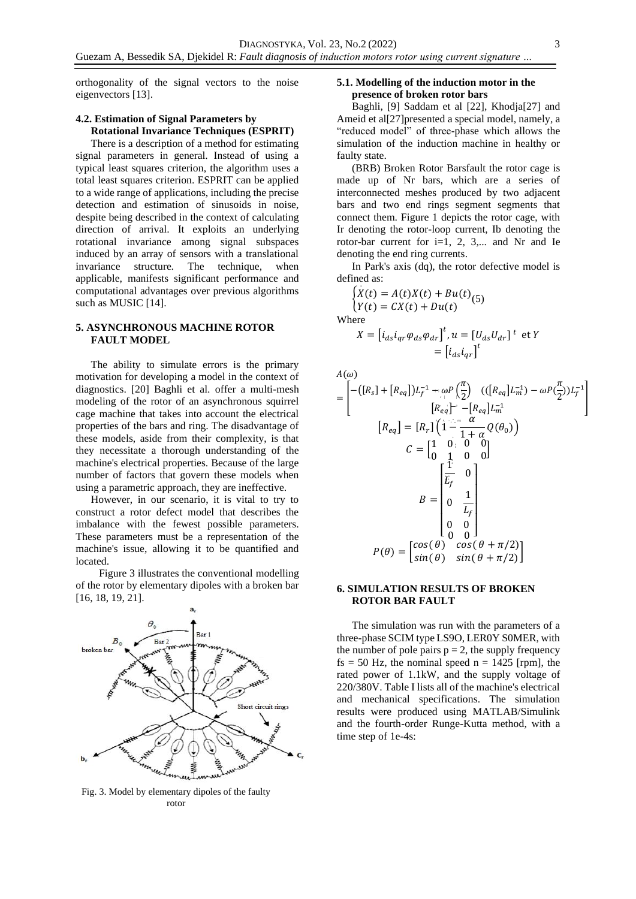orthogonality of the signal vectors to the noise eigenvectors [13].

### 4.2. Estimation of Signal Parameters by Rotational Invariance Techniques (ESPRIT)

There is a description of a method for estimating signal parameters in general. Instead of using a typical least squares criterion, the algorithm uses a total least squares criterion. ESPRIT can be applied to a wide range of applications, including the precise detection and estimation of sinusoids in noise, despite being described in the context of calculating direction of arrival. It exploits an underlying rotational invariance among signal subspaces induced by an array of sensors with a translational invariance structure. The technique, when applicable, manifests significant performance and computational advantages over previous algorithms such as MUSIC [14].

## 5. ASYNCHRONOUS MACHINE ROTOR FAULT MODEL

The ability to simulate errors is the primary motivation for developing a model in the context of diagnostics. [20] Baghli et al. offer a multi-mesh modeling of the rotor of an asynchronous squirrel cage machine that takes into account the electrical properties of the bars and ring. The disadvantage of these models, aside from their complexity, is that they necessitate a thorough understanding of the machine's electrical properties. Because of the large number of factors that govern these models when using a parametric approach, they are ineffective.

However, in our scenario, it is vital to try to construct a rotor defect model that describes the imbalance with the fewest possible parameters. These parameters must be a representation of the machine's issue, allowing it to be quantified and located.

Figure 3 illustrates the conventional modelling of the rotor by elementary dipoles with a broken bar [16, 18, 19, 21].

Fig. 3. Model by elementary dipoles of the faulty rotor

### 5.1. Modelling of the induction motor in the presence of broken rotor bars

Baghli, [9] Saddam et al [22], Khodja[27] and Ameid et al[27]presented a special model, namely, a "reduced model" of three-phase which allows the simulation of the induction machine in healthy or faulty state.

(BRB) Broken Rotor Barsfault the rotor cage is made up of Nr bars, which are a series of interconnected meshes produced by two adjacent bars and two end rings segment segments that connect them. Figure 1 depicts the rotor cage, with Ir denoting the rotor-loop current, Ib denoting the rotor-bar current for i=1, 2, 3,... and Nr and Ie denoting the end ring currents.

In Park's axis (dq), the rotor defective model is defined as:

$$\begin{cases} \dot{X}(t) = A(t)X(t) + Bu(t) \\ Y(t) = CX(t) + Du(t) \end{cases} \quad (5)$$

Where

$$X = \left[i_{ds} i_{qr} \varphi_{ds} \varphi_{dr}\right]^t, u = \left[U_{ds} U_{dr}\right]^t \text{ et } Y = \left[i_{ds} i_{qr}\right]^t$$

$$A(\omega) = \begin{bmatrix} -\left([R_s] + [R_{eq}]\right)L_f^{-1} - \omega P\left(\frac{\pi}{2}\right) & \left(([R_{eq}]L_m^{-1}) - \omega P\left(\frac{\pi}{2}\right)\right)L_f^{-1} \\ [R_{eq}]L_f^{-1} & -[R_{eq}]L_m^{-1} \end{bmatrix}$$

$$[R_{eq}] = [R_r]\left(1 - \frac{\alpha}{1+\alpha} Q(\theta_0)\right)$$

$$C = \begin{bmatrix} 1 & 0 & 0 & 0 \\ 0 & 1 & 0 & 0 \end{bmatrix}$$

$$B = \begin{bmatrix} \frac{1}{L_f} & 0 \\ 0 & \frac{1}{L_f} \\ 0 & 0 \\ 0 & 0 \end{bmatrix}$$

$$P(\theta) = \begin{bmatrix} \cos(\theta) & \cos(\theta + \pi/2) \\ \sin(\theta) & \sin(\theta + \pi/2) \end{bmatrix}$$

## 6. SIMULATION RESULTS OF BROKEN ROTOR BAR FAULT

The simulation was run with the parameters of a three-phase SCIM type LS9O, LER0Y S0MER, with the number of pole pairs p = 2, the supply frequency fs = 50 Hz, the nominal speed n = 1425 [rpm], the rated power of 1.1kW, and the supply voltage of 220/380V. Table I lists all of the machine's electrical and mechanical specifications. The simulation results were produced using MATLAB/Simulink and the fourth-order Runge-Kutta method, with a time step of 1e-4s: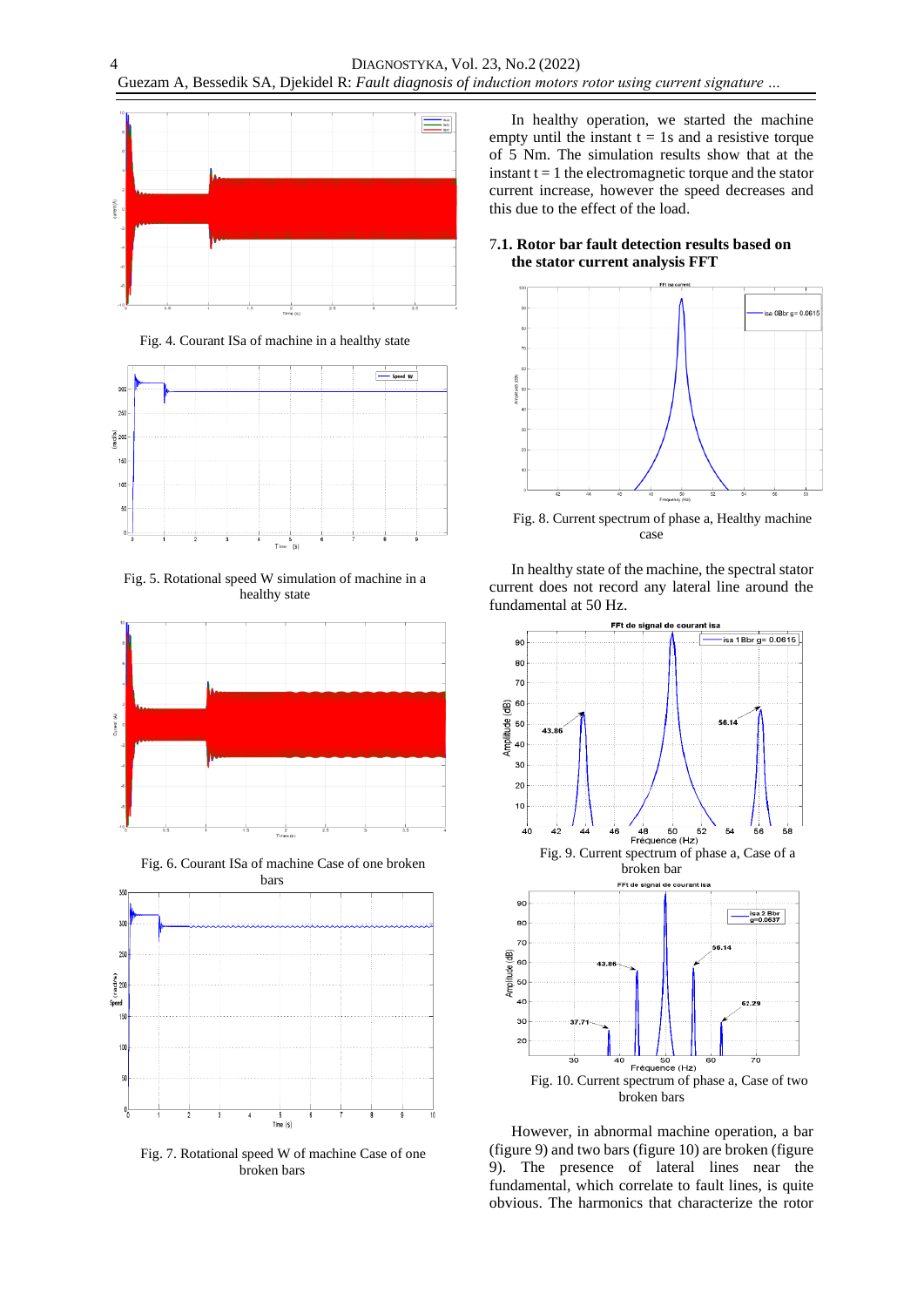Fig. 4. Courant ISa of machine in a healthy state

Fig. 5. Rotational speed W simulation of machine in a healthy state

Fig. 6. Courant ISa of machine Case of one broken bars

Fig. 7. Rotational speed W of machine Case of one broken bars

In healthy operation, we started the machine empty until the instant t = 1s and a resistive torque of 5 Nm. The simulation results show that at the instant t = 1 the electromagnetic torque and the stator current increase, however the speed decreases and this due to the effect of the load.

### 7.1. Rotor bar fault detection results based on the stator current analysis FFT

Fig. 8. Current spectrum of phase a, Healthy machine case

In healthy state of the machine, the spectral stator current does not record any lateral line around the fundamental at 50 Hz.

Fig. 9. Current spectrum of phase a, Case of a broken bar

Fig. 10. Current spectrum of phase a, Case of two broken bars

However, in abnormal machine operation, a bar (figure 9) and two bars (figure 10) are broken (figure 9). The presence of lateral lines near the fundamental, which correlate to fault lines, is quite obvious. The harmonics that characterize the rotor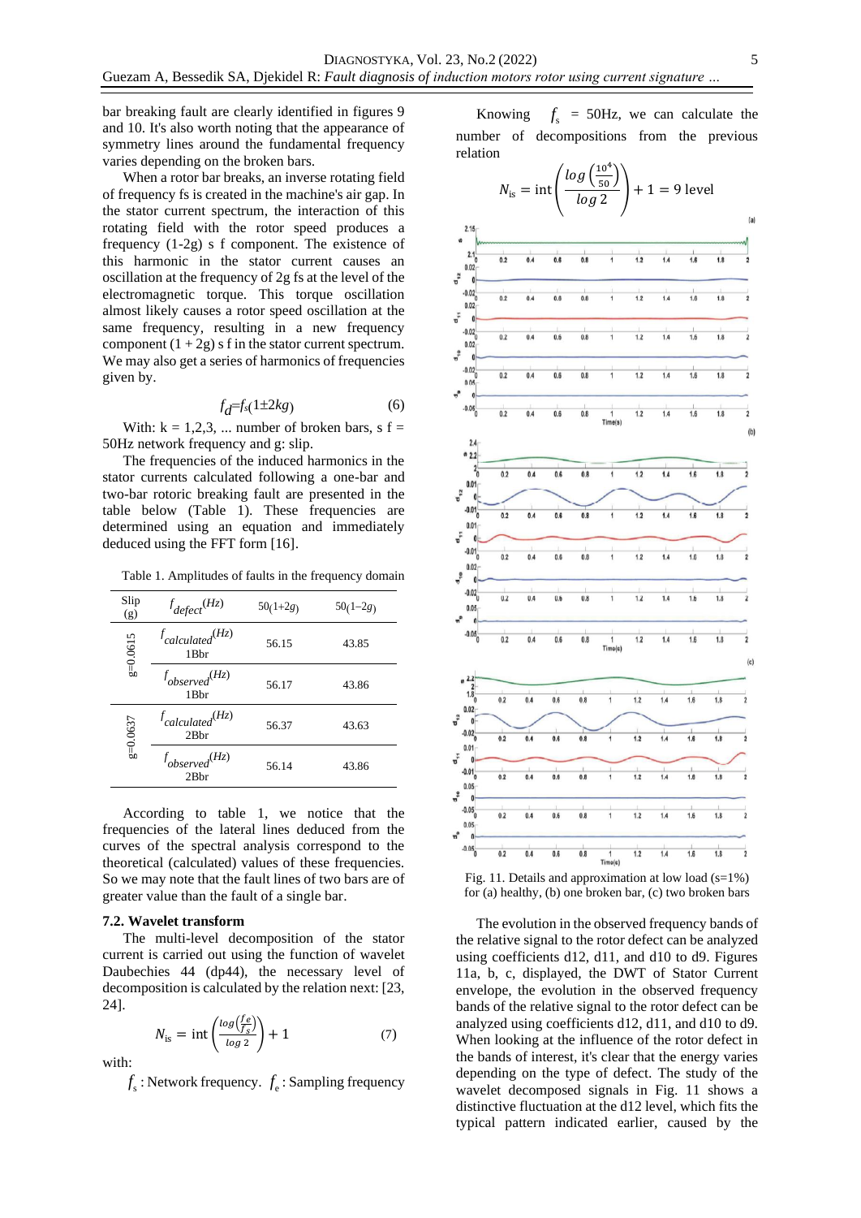bar breaking fault are clearly identified in figures 9 and 10. It's also worth noting that the appearance of symmetry lines around the fundamental frequency varies depending on the broken bars.

When a rotor bar breaks, an inverse rotating field of frequency fs is created in the machine's air gap. In the stator current spectrum, the interaction of this rotating field with the rotor speed produces a frequency (1-2g) s f component. The existence of this harmonic in the stator current causes an oscillation at the frequency of 2g fs at the level of the electromagnetic torque. This torque oscillation almost likely causes a rotor speed oscillation at the same frequency, resulting in a new frequency component (1 + 2g) s f in the stator current spectrum. We may also get a series of harmonics of frequencies given by.

$$f_d = f_s(1 \pm 2kg) \tag{6}$$

With: k = 1,2,3, ... number of broken bars, s f = 50Hz network frequency and g: slip.

The frequencies of the induced harmonics in the stator currents calculated following a one-bar and two-bar rotoric breaking fault are presented in the table below (Table 1). These frequencies are determined using an equation and immediately deduced using the FFT form [16].

Table 1. Amplitudes of faults in the frequency domain

| Slip (g) | $f_{defect}(Hz)$ | $50(1+2g)$ | $50(1-2g)$ |
|---|---|---|---|
| g=0.0615 | $f_{calculated}(Hz)$ 1Bbr | 56.15 | 43.85 |
| | $f_{observed}(Hz)$ 1Bbr | 56.17 | 43.86 |
| g=0.0637 | $f_{calculated}(Hz)$ 2Bbr | 56.37 | 43.63 |
| | $f_{observed}(Hz)$ 2Bbr | 56.14 | 43.86 |

According to table 1, we notice that the frequencies of the lateral lines deduced from the curves of the spectral analysis correspond to the theoretical (calculated) values of these frequencies. So we may note that the fault lines of two bars are of greater value than the fault of a single bar.

### 7.2. Wavelet transform

The multi-level decomposition of the stator current is carried out using the function of wavelet Daubechies 44 (dp44), the necessary level of decomposition is calculated by the relation next: [23, 24].

$$N_{is} = \text{int}\left(\frac{\log\left(\frac{f_e}{f_s}\right)}{\log 2}\right) + 1 \tag{7}$$

with:

$f_s$ : Network frequency. $f_e$ : Sampling frequency

Knowing $f_s$ = 50Hz, we can calculate the number of decompositions from the previous relation

$$N_{is} = \text{int}\left(\frac{\log\left(\frac{10^4}{50}\right)}{\log 2}\right) + 1 = 9 \text{ level}$$

Fig. 11. Details and approximation at low load (s=1%) for (a) healthy, (b) one broken bar, (c) two broken bars

The evolution in the observed frequency bands of the relative signal to the rotor defect can be analyzed using coefficients d12, d11, and d10 to d9. Figures 11a, b, c, displayed, the DWT of Stator Current envelope, the evolution in the observed frequency bands of the relative signal to the rotor defect can be analyzed using coefficients d12, d11, and d10 to d9. When looking at the influence of the rotor defect in the bands of interest, it's clear that the energy varies depending on the type of defect. The study of the wavelet decomposed signals in Fig. 11 shows a distinctive fluctuation at the d12 level, which fits the typical pattern indicated earlier, caused by the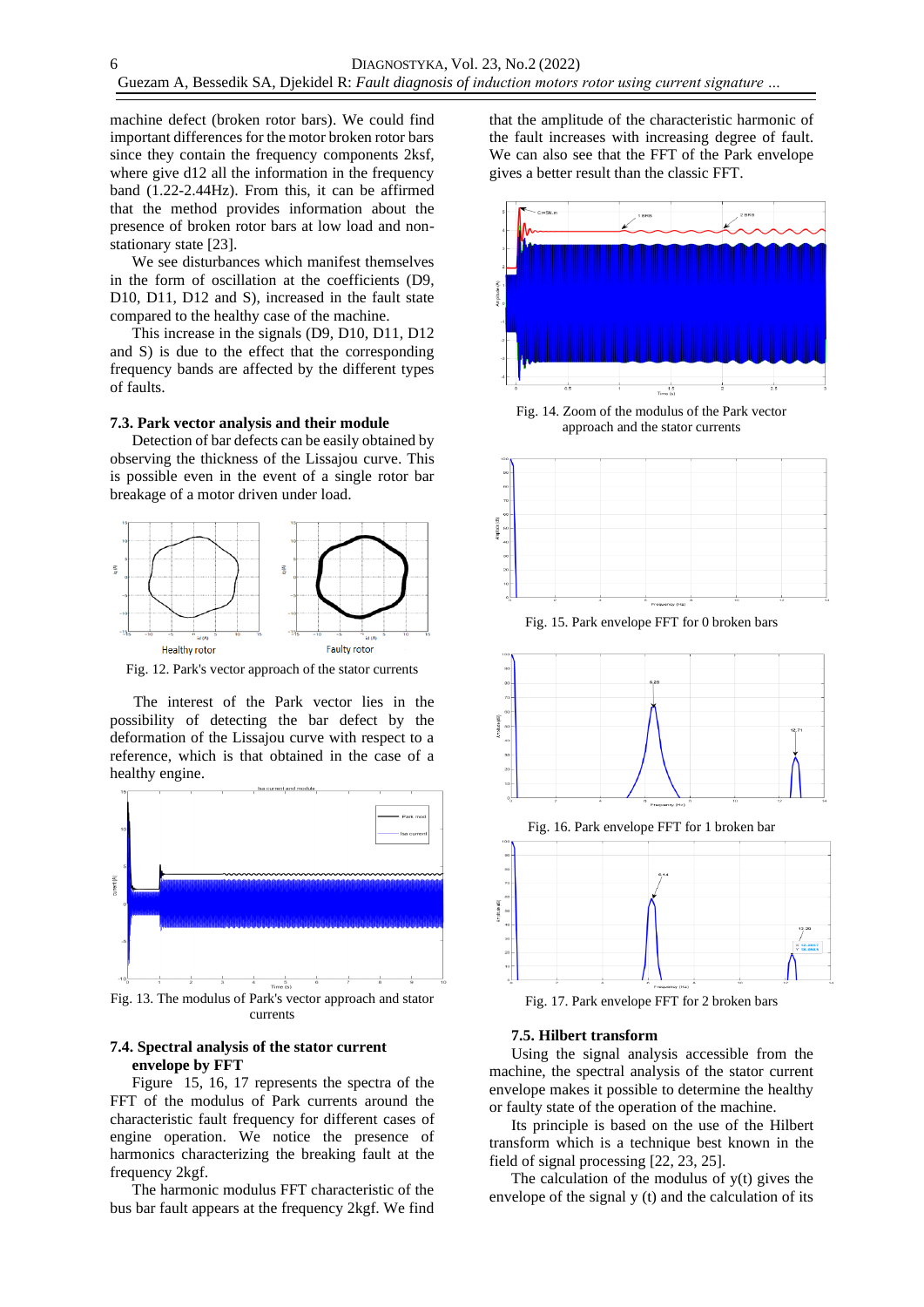machine defect (broken rotor bars). We could find important differences for the motor broken rotor bars since they contain the frequency components 2ksf, where give d12 all the information in the frequency band (1.22-2.44Hz). From this, it can be affirmed that the method provides information about the presence of broken rotor bars at low load and non-stationary state [23].

We see disturbances which manifest themselves in the form of oscillation at the coefficients (D9, D10, D11, D12 and S), increased in the fault state compared to the healthy case of the machine.

This increase in the signals (D9, D10, D11, D12 and S) is due to the effect that the corresponding frequency bands are affected by the different types of faults.

### 7.3. Park vector analysis and their module

Detection of bar defects can be easily obtained by observing the thickness of the Lissajou curve. This is possible even in the event of a single rotor bar breakage of a motor driven under load.

Fig. 12. Park's vector approach of the stator currents

The interest of the Park vector lies in the possibility of detecting the bar defect by the deformation of the Lissajou curve with respect to a reference, which is that obtained in the case of a healthy engine.

Fig. 13. The modulus of Park's vector approach and stator currents

### 7.4. Spectral analysis of the stator current envelope by FFT

Figure 15, 16, 17 represents the spectra of the FFT of the modulus of Park currents around the characteristic fault frequency for different cases of engine operation. We notice the presence of harmonics characterizing the breaking fault at the frequency 2kgf.

The harmonic modulus FFT characteristic of the bus bar fault appears at the frequency 2kgf. We find that the amplitude of the characteristic harmonic of the fault increases with increasing degree of fault. We can also see that the FFT of the Park envelope gives a better result than the classic FFT.

Fig. 14. Zoom of the modulus of the Park vector approach and the stator currents

Fig. 15. Park envelope FFT for 0 broken bars

Fig. 16. Park envelope FFT for 1 broken bar

Fig. 17. Park envelope FFT for 2 broken bars

### 7.5. Hilbert transform

Using the signal analysis accessible from the machine, the spectral analysis of the stator current envelope makes it possible to determine the healthy or faulty state of the operation of the machine.

Its principle is based on the use of the Hilbert transform which is a technique best known in the field of signal processing [22, 23, 25].

The calculation of the modulus of y(t) gives the envelope of the signal y (t) and the calculation of its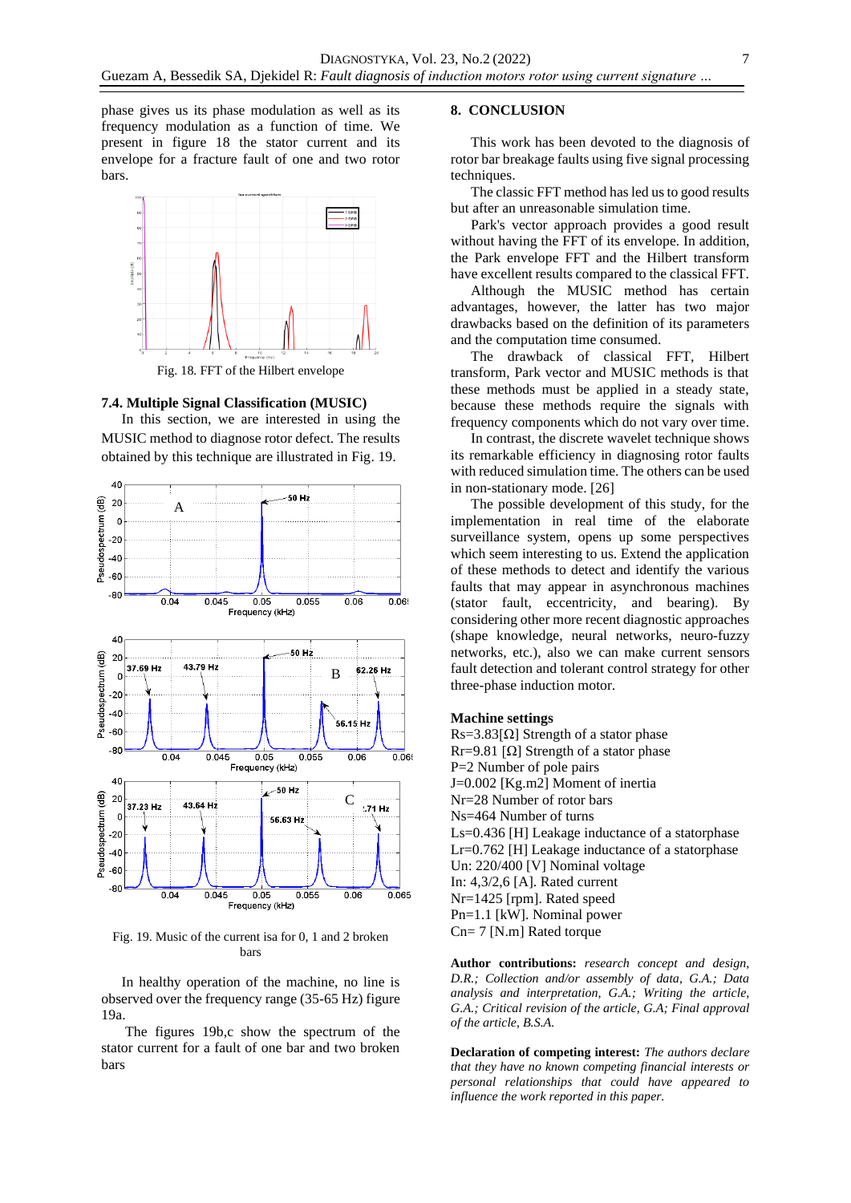phase gives us its phase modulation as well as its frequency modulation as a function of time. We present in figure 18 the stator current and its envelope for a fracture fault of one and two rotor bars.

Fig. 18. FFT of the Hilbert envelope

### 7.4. Multiple Signal Classification (MUSIC)

In this section, we are interested in using the MUSIC method to diagnose rotor defect. The results obtained by this technique are illustrated in Fig. 19.

Fig. 19. Music of the current isa for 0, 1 and 2 broken bars

In healthy operation of the machine, no line is observed over the frequency range (35-65 Hz) figure 19a.

The figures 19b,c show the spectrum of the stator current for a fault of one bar and two broken bars

## 8. CONCLUSION

This work has been devoted to the diagnosis of rotor bar breakage faults using five signal processing techniques.

The classic FFT method has led us to good results but after an unreasonable simulation time.

Park's vector approach provides a good result without having the FFT of its envelope. In addition, the Park envelope FFT and the Hilbert transform have excellent results compared to the classical FFT.

Although the MUSIC method has certain advantages, however, the latter has two major drawbacks based on the definition of its parameters and the computation time consumed.

The drawback of classical FFT, Hilbert transform, Park vector and MUSIC methods is that these methods must be applied in a steady state, because these methods require the signals with frequency components which do not vary over time.

In contrast, the discrete wavelet technique shows its remarkable efficiency in diagnosing rotor faults with reduced simulation time. The others can be used in non-stationary mode. [26]

The possible development of this study, for the implementation in real time of the elaborate surveillance system, opens up some perspectives which seem interesting to us. Extend the application of these methods to detect and identify the various faults that may appear in asynchronous machines (stator fault, eccentricity, and bearing). By considering other more recent diagnostic approaches (shape knowledge, neural networks, neuro-fuzzy networks, etc.), also we can make current sensors fault detection and tolerant control strategy for other three-phase induction motor.

### Machine settings

Rs=3.83[Ω] Strength of a stator phase
Rr=9.81 [Ω] Strength of a stator phase
P=2 Number of pole pairs
J=0.002 [Kg.m2] Moment of inertia
Nr=28 Number of rotor bars
Ns=464 Number of turns
Ls=0.436 [H] Leakage inductance of a statorphase
Lr=0.762 [H] Leakage inductance of a statorphase
Un: 220/400 [V] Nominal voltage
In: 4,3/2,6 [A]. Rated current
Nr=1425 [rpm]. Rated speed
Pn=1.1 [kW]. Nominal power
Cn= 7 [N.m] Rated torque

**Author contributions:** *research concept and design, D.R.; Collection and/or assembly of data, G.A.; Data analysis and interpretation, G.A.; Writing the article, G.A.; Critical revision of the article, G.A; Final approval of the article, B.S.A.*

**Declaration of competing interest:** *The authors declare that they have no known competing financial interests or personal relationships that could have appeared to influence the work reported in this paper.*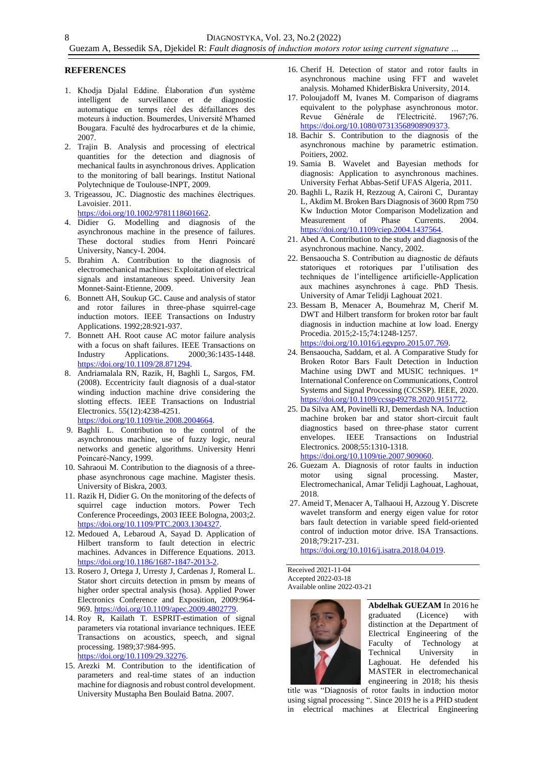## REFERENCES

1. Khodja Djalal Eddine. Élaboration d'un système intelligent de surveillance et de diagnostic automatique en temps réel des défaillances des moteurs à induction. Boumerdes, Université M'hamed Bougara. Faculté des hydrocarbures et de la chimie, 2007.
2. Trajin B. Analysis and processing of electrical quantities for the detection and diagnosis of mechanical faults in asynchronous drives. Application to the monitoring of ball bearings. Institut National Polytechnique de Toulouse-INPT, 2009.
3. Trigeassou, JC. Diagnostic des machines électriques. Lavoisier. 2011. https://doi.org/10.1002/9781118601662.
4. Didier G. Modelling and diagnosis of the asynchronous machine in the presence of failures. These doctoral studies from Henri Poincaré University, Nancy-I. 2004.
5. Ibrahim A. Contribution to the diagnosis of electromechanical machines: Exploitation of electrical signals and instantaneous speed. University Jean Monnet-Saint-Etienne, 2009.
6. Bonnett AH, Soukup GC. Cause and analysis of stator and rotor failures in three-phase squirrel-cage induction motors. IEEE Transactions on Industry Applications. 1992;28:921-937.
7. Bonnett AH. Root cause AC motor failure analysis with a focus on shaft failures. IEEE Transactions on Industry Applications. 2000;36:1435-1448. https://doi.org/10.1109/28.871294.
8. Andriamalala RN, Razik, H, Baghli L, Sargos, FM. (2008). Eccentricity fault diagnosis of a dual-stator winding induction machine drive considering the slotting effects. IEEE Transactions on Industrial Electronics. 55(12):4238-4251. https://doi.org/10.1109/tie.2008.2004664.
9. Baghli L. Contribution to the control of the asynchronous machine, use of fuzzy logic, neural networks and genetic algorithms. University Henri Poincaré-Nancy, 1999.
10. Sahraoui M. Contribution to the diagnosis of a three-phase asynchronous cage machine. Magister thesis. University of Biskra, 2003.
11. Razik H, Didier G. On the monitoring of the defects of squirrel cage induction motors. Power Tech Conference Proceedings, 2003 IEEE Bologna, 2003;2. https://doi.org/10.1109/PTC.2003.1304327.
12. Medoued A, Lebaroud A, Sayad D. Application of Hilbert transform to fault detection in electric machines. Advances in Difference Equations. 2013. https://doi.org/10.1186/1687-1847-2013-2.
13. Rosero J, Ortega J, Urresty J, Cardenas J, Romeral L. Stator short circuits detection in pmsm by means of higher order spectral analysis (hosa). Applied Power Electronics Conference and Exposition, 2009:964-969. https://doi.org/10.1109/apec.2009.4802779.
14. Roy R, Kailath T. ESPRIT-estimation of signal parameters via rotational invariance techniques. IEEE Transactions on acoustics, speech, and signal processing. 1989;37:984-995. https://doi.org/10.1109/29.32276.
15. Arezki M. Contribution to the identification of parameters and real-time states of an induction machine for diagnosis and robust control development. University Mustapha Ben Boulaid Batna. 2007.
16. Cherif H. Detection of stator and rotor faults in asynchronous machine using FFT and wavelet analysis. Mohamed KhiderBiskra University, 2014.
17. Poloujadoff M, Ivanes M. Comparison of diagrams equivalent to the polyphase asynchronous motor. Revue Générale de l'Electricité. 1967;76. https://doi.org/10.1080/07313568908909373.
18. Bachir S. Contribution to the diagnosis of the asynchronous machine by parametric estimation. Poitiers, 2002.
19. Samia B. Wavelet and Bayesian methods for diagnosis: Application to asynchronous machines. University Ferhat Abbas-Setif UFAS Algeria, 2011.
20. Baghli L, Razik H, Rezzoug A, Caironi C, Durantay L, Akdim M. Broken Bars Diagnosis of 3600 Rpm 750 Kw Induction Motor Comparison Modelization and Measurement of Phase Currents. 2004. https://doi.org/10.1109/ciep.2004.1437564.
21. Abed A. Contribution to the study and diagnosis of the asynchronous machine. Nancy, 2002.
22. Bensaoucha S. Contribution au diagnostic de défauts statoriques et rotoriques par l'utilisation des techniques de l'intelligence artificielle-Application aux machines asynchrones à cage. PhD Thesis. University of Amar Telidji Laghouat 2021.
23. Bessam B, Menacer A, Boumehraz M, Cherif M. DWT and Hilbert transform for broken rotor bar fault diagnosis in induction machine at low load. Energy Procedia. 2015;2-15;74:1248-1257. https://doi.org/10.1016/j.egypro.2015.07.769.
24. Bensaoucha, Saddam, et al. A Comparative Study for Broken Rotor Bars Fault Detection in Induction Machine using DWT and MUSIC techniques. 1st International Conference on Communications, Control Systems and Signal Processing (CCSSP). IEEE, 2020. https://doi.org/10.1109/ccssp49278.2020.9151772.
25. Da Silva AM, Povinelli RJ, Demerdash NA. Induction machine broken bar and stator short-circuit fault diagnostics based on three-phase stator current envelopes. IEEE Transactions on Industrial Electronics. 2008;55:1310-1318. https://doi.org/10.1109/tie.2007.909060.
26. Guezam A. Diagnosis of rotor faults in induction motor using signal processing. Master, Electromechanical, Amar Telidji Laghouat, 2018.
27. Ameid T, Menacer A, Talhaoui H, Azzoug Y. Discrete wavelet transform and energy eigen value for rotor bars fault detection in variable speed field-oriented control of induction motor drive. ISA Transactions. 2018;79:217-231. https://doi.org/10.1016/j.isatra.2018.04.019.

Received 2021-11-04
Accepted 2022-03-18
Available online 2022-03-21

**Abdelhak GUEZAM** In 2016 he graduated (Licence) with distinction at the Department of Electrical Engineering of the Faculty of Technology at Technical University in Laghouat. He defended his MASTER in electromechanical engineering in 2018; his thesis title was "Diagnosis of rotor faults in induction motor using signal processing ". Since 2019 he is a PHD student in electrical machines at Electrical Engineering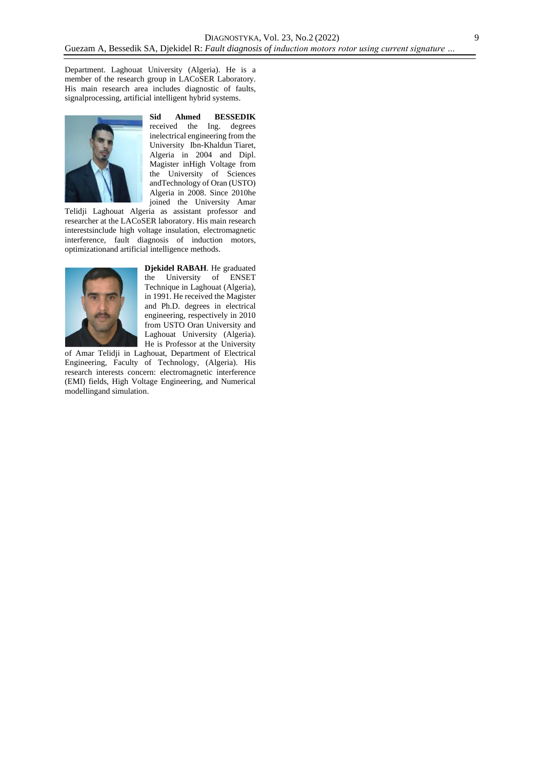Department. Laghouat University (Algeria). He is a member of the research group in LACoSER Laboratory. His main research area includes diagnostic of faults, signalprocessing, artificial intelligent hybrid systems.

**Sid Ahmed BESSEDIK** received the Ing. degrees inelectrical engineering from the University Ibn-Khaldun Tiaret, Algeria in 2004 and Dipl. Magister inHigh Voltage from the University of Sciences andTechnology of Oran (USTO) Algeria in 2008. Since 2010he joined the University Amar Telidji Laghouat Algeria as assistant professor and researcher at the LACoSER laboratory. His main research interestsinclude high voltage insulation, electromagnetic interference, fault diagnosis of induction motors, optimizationand artificial intelligence methods.

**Djekidel RABAH**. He graduated the University of ENSET Technique in Laghouat (Algeria), in 1991. He received the Magister and Ph.D. degrees in electrical engineering, respectively in 2010 from USTO Oran University and Laghouat University (Algeria). He is Professor at the University of Amar Telidji in Laghouat, Department of Electrical Engineering, Faculty of Technology, (Algeria). His research interests concern: electromagnetic interference (EMI) fields, High Voltage Engineering, and Numerical modellingand simulation.